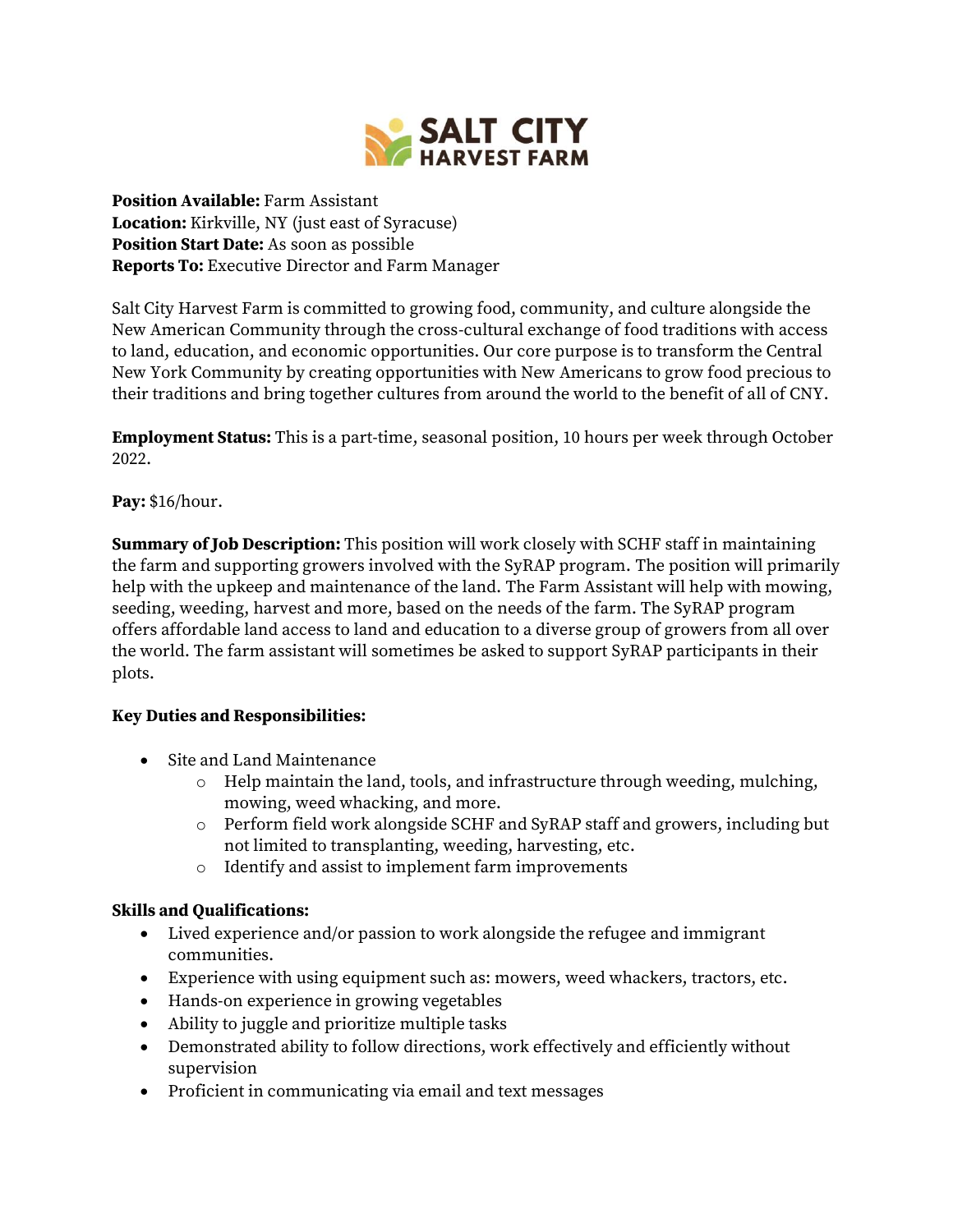# SALT CITY HARVEST FARM

**Position Available:** Farm Assistant
**Location:** Kirkville, NY (just east of Syracuse)
**Position Start Date:** As soon as possible
**Reports To:** Executive Director and Farm Manager

Salt City Harvest Farm is committed to growing food, community, and culture alongside the New American Community through the cross-cultural exchange of food traditions with access to land, education, and economic opportunities. Our core purpose is to transform the Central New York Community by creating opportunities with New Americans to grow food precious to their traditions and bring together cultures from around the world to the benefit of all of CNY.

**Employment Status:** This is a part-time, seasonal position, 10 hours per week through October 2022.

**Pay:** $16/hour.

**Summary of Job Description:** This position will work closely with SCHF staff in maintaining the farm and supporting growers involved with the SyRAP program. The position will primarily help with the upkeep and maintenance of the land. The Farm Assistant will help with mowing, seeding, weeding, harvest and more, based on the needs of the farm. The SyRAP program offers affordable land access to land and education to a diverse group of growers from all over the world. The farm assistant will sometimes be asked to support SyRAP participants in their plots.

**Key Duties and Responsibilities:**

- Site and Land Maintenance
  - Help maintain the land, tools, and infrastructure through weeding, mulching, mowing, weed whacking, and more.
  - Perform field work alongside SCHF and SyRAP staff and growers, including but not limited to transplanting, weeding, harvesting, etc.
  - Identify and assist to implement farm improvements

**Skills and Qualifications:**

- Lived experience and/or passion to work alongside the refugee and immigrant communities.
- Experience with using equipment such as: mowers, weed whackers, tractors, etc.
- Hands-on experience in growing vegetables
- Ability to juggle and prioritize multiple tasks
- Demonstrated ability to follow directions, work effectively and efficiently without supervision
- Proficient in communicating via email and text messages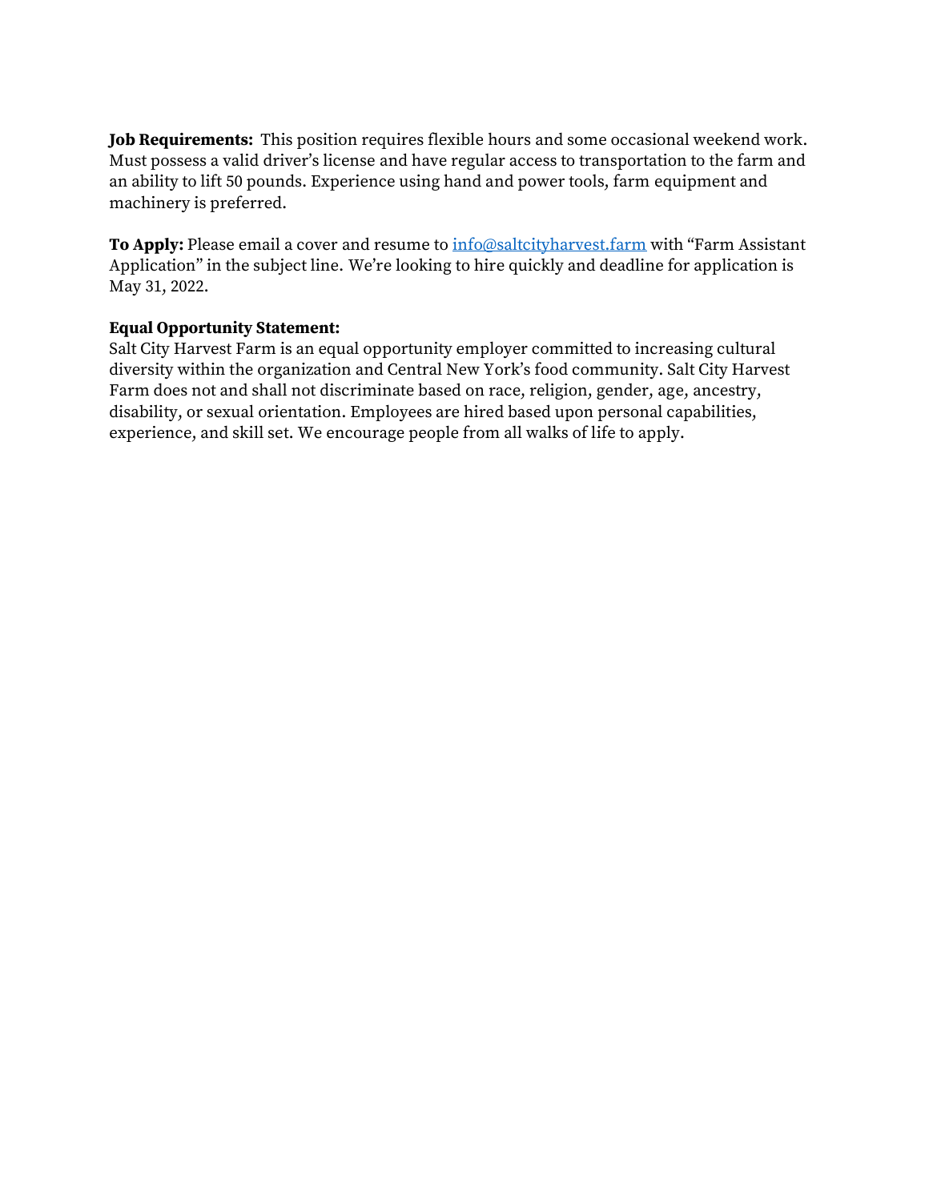**Job Requirements:** This position requires flexible hours and some occasional weekend work. Must possess a valid driver's license and have regular access to transportation to the farm and an ability to lift 50 pounds. Experience using hand and power tools, farm equipment and machinery is preferred.

**To Apply:** Please email a cover and resume to info@saltcityharvest.farm with "Farm Assistant Application" in the subject line. We're looking to hire quickly and deadline for application is May 31, 2022.

**Equal Opportunity Statement:**
Salt City Harvest Farm is an equal opportunity employer committed to increasing cultural diversity within the organization and Central New York's food community. Salt City Harvest Farm does not and shall not discriminate based on race, religion, gender, age, ancestry, disability, or sexual orientation. Employees are hired based upon personal capabilities, experience, and skill set. We encourage people from all walks of life to apply.